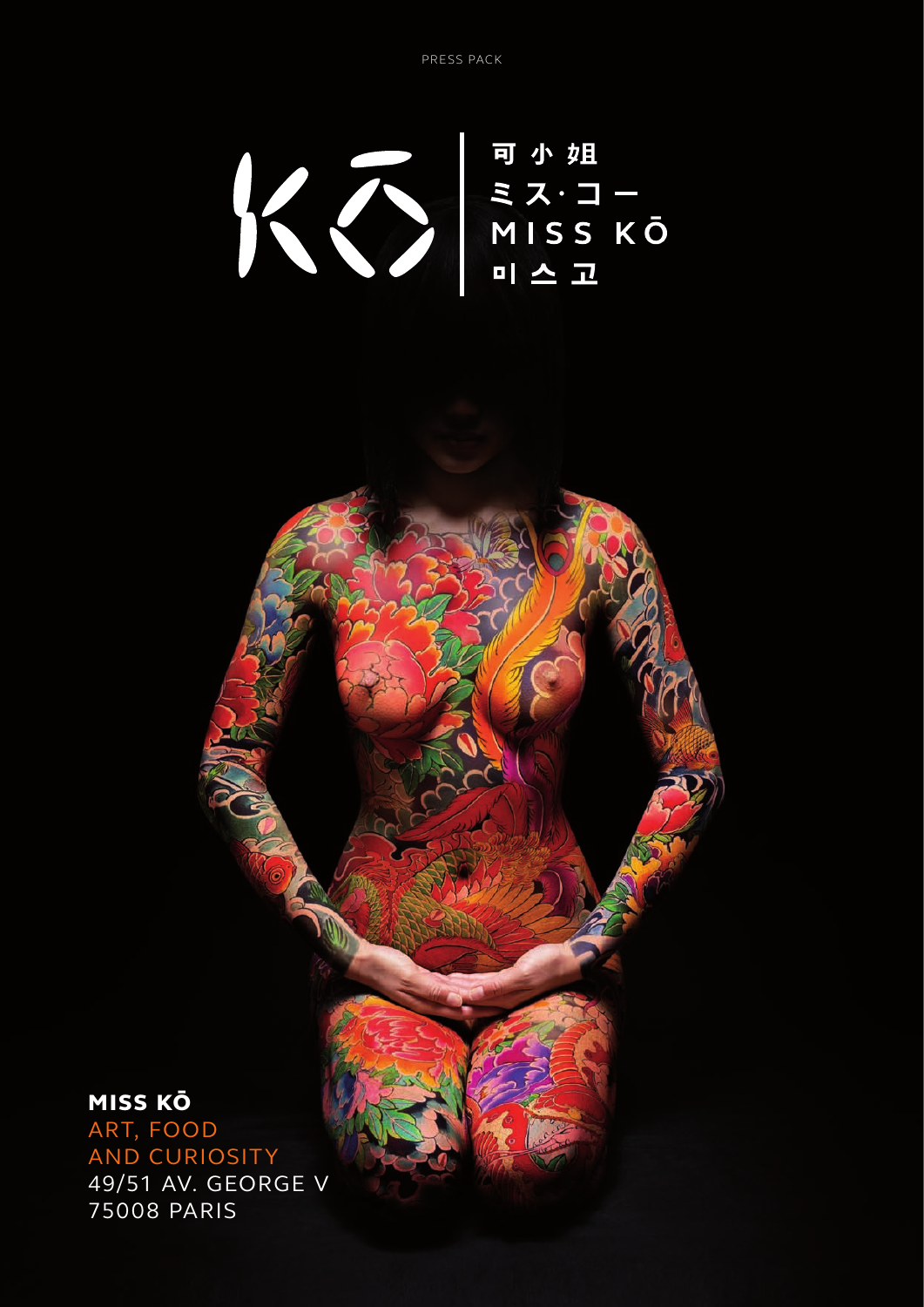PRESS PACK

# KŌ

可小姐
ミス·コー
MISS KŌ
미스고

**MISS KŌ**
ART, FOOD
AND CURIOSITY
49/51 AV. GEORGE V
75008 PARIS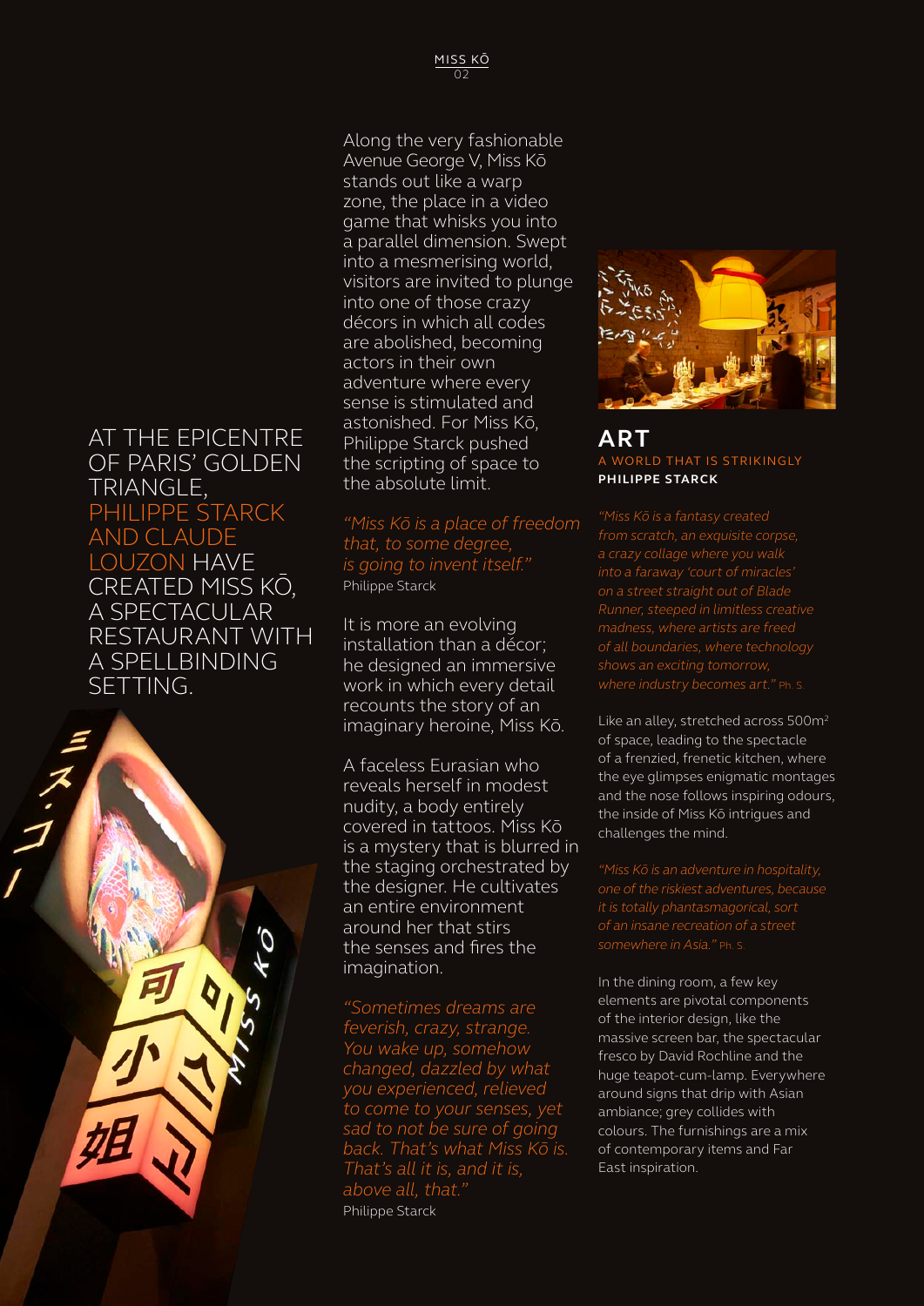# AT THE EPICENTRE OF PARIS' GOLDEN TRIANGLE, PHILIPPE STARCK AND CLAUDE LOUZON HAVE CREATED MISS KŌ, A SPECTACULAR RESTAURANT WITH A SPELLBINDING SETTING.

Along the very fashionable Avenue George V, Miss Kō stands out like a warp zone, the place in a video game that whisks you into a parallel dimension. Swept into a mesmerising world, visitors are invited to plunge into one of those crazy décors in which all codes are abolished, becoming actors in their own adventure where every sense is stimulated and astonished. For Miss Kō, Philippe Starck pushed the scripting of space to the absolute limit.

*"Miss Kō is a place of freedom that, to some degree, is going to invent itself."*
Philippe Starck

It is more an evolving installation than a décor; he designed an immersive work in which every detail recounts the story of an imaginary heroine, Miss Kō.

A faceless Eurasian who reveals herself in modest nudity, a body entirely covered in tattoos. Miss Kō is a mystery that is blurred in the staging orchestrated by the designer. He cultivates an entire environment around her that stirs the senses and fires the imagination.

*"Sometimes dreams are feverish, crazy, strange. You wake up, somehow changed, dazzled by what you experienced, relieved to come to your senses, yet sad to not be sure of going back. That's what Miss Kō is. That's all it is, and it is, above all, that."*
Philippe Starck

## ART

A WORLD THAT IS STRIKINGLY
**PHILIPPE STARCK**

*"Miss Kō is a fantasy created from scratch, an exquisite corpse, a crazy collage where you walk into a faraway 'court of miracles' on a street straight out of Blade Runner, steeped in limitless creative madness, where artists are freed of all boundaries, where technology shows an exciting tomorrow, where industry becomes art."* Ph. S.

Like an alley, stretched across 500m² of space, leading to the spectacle of a frenzied, frenetic kitchen, where the eye glimpses enigmatic montages and the nose follows inspiring odours, the inside of Miss Kō intrigues and challenges the mind.

*"Miss Kō is an adventure in hospitality, one of the riskiest adventures, because it is totally phantasmagorical, sort of an insane recreation of a street somewhere in Asia."* Ph. S.

In the dining room, a few key elements are pivotal components of the interior design, like the massive screen bar, the spectacular fresco by David Rochline and the huge teapot-cum-lamp. Everywhere around signs that drip with Asian ambiance; grey collides with colours. The furnishings are a mix of contemporary items and Far East inspiration.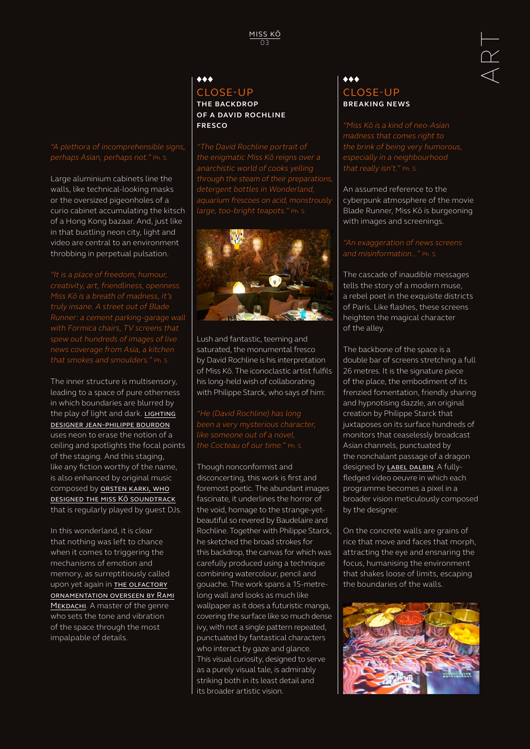*"A plethora of incomprehensible signs, perhaps Asian, perhaps not."* Ph. S.

Large aluminium cabinets line the walls, like technical-looking masks or the oversized pigeonholes of a curio cabinet accumulating the kitsch of a Hong Kong bazaar. And, just like in that bustling neon city, light and video are central to an environment throbbing in perpetual pulsation.

*"It is a place of freedom, humour, creativity, art, friendliness, openness. Miss Kō is a breath of madness, it's truly insane. A street out of Blade Runner: a cement parking-garage wall with Formica chairs, TV screens that spew out hundreds of images of live news coverage from Asia, a kitchen that smokes and smoulders."* Ph. S.

The inner structure is multisensory, leading to a space of pure otherness in which boundaries are blurred by the play of light and dark. LIGHTING DESIGNER JEAN-PHILIPPE BOURDON uses neon to erase the notion of a ceiling and spotlights the focal points of the staging. And this staging, like any fiction worthy of the name, is also enhanced by original music composed by ORSTEN KARKI, WHO DESIGNED THE MISS KŌ SOUNDTRACK that is regularly played by guest DJs.

In this wonderland, it is clear that nothing was left to chance when it comes to triggering the mechanisms of emotion and memory, as surreptitiously called upon yet again in THE OLFACTORY ORNAMENTATION OVERSEEN BY RAMI MEKDACHI. A master of the genre who sets the tone and vibration of the space through the most impalpable of details.

## CLOSE-UP

### THE BACKDROP OF A DAVID ROCHLINE FRESCO

*"The David Rochline portrait of the enigmatic Miss Kō reigns over a anarchistic world of cooks yelling through the steam of their preparations, detergent bottles in Wonderland, aquarium frescoes on acid, monstrously large, too-bright teapots."* Ph. S.

Lush and fantastic, teeming and saturated, the monumental fresco by David Rochline is his interpretation of Miss Kō. The iconoclastic artist fulfils his long-held wish of collaborating with Philippe Starck, who says of him:

*"He (David Rochline) has long been a very mysterious character, like someone out of a novel, the Cocteau of our time."* Ph. S.

Though nonconformist and disconcerting, this work is first and foremost poetic. The abundant images fascinate, it underlines the horror of the void, homage to the strange-yet-beautiful so revered by Baudelaire and Rochline. Together with Philippe Starck, he sketched the broad strokes for this backdrop, the canvas for which was carefully produced using a technique combining watercolour, pencil and gouache. The work spans a 15-metre-long wall and looks as much like wallpaper as it does a futuristic manga, covering the surface like so much dense ivy, with not a single pattern repeated, punctuated by fantastical characters who interact by gaze and glance. This visual curiosity, designed to serve as a purely visual tale, is admirably striking both in its least detail and its broader artistic vision.

## CLOSE-UP

### BREAKING NEWS

*"Miss Kō is a kind of neo-Asian madness that comes right to the brink of being very humorous, especially in a neighbourhood that really isn't."* Ph. S.

An assumed reference to the cyberpunk atmosphere of the movie Blade Runner, Miss Kō is burgeoning with images and screenings.

*"An exaggeration of news screens and misinformation..."* Ph. S.

The cascade of inaudible messages tells the story of a modern muse, a rebel poet in the exquisite districts of Paris. Like flashes, these screens heighten the magical character of the alley.

The backbone of the space is a double bar of screens stretching a full 26 metres. It is the signature piece of the place, the embodiment of its frenzied fomentation, friendly sharing and hypnotising dazzle, an original creation by Philippe Starck that juxtaposes on its surface hundreds of monitors that ceaselessly broadcast Asian channels, punctuated by the nonchalant passage of a dragon designed by LABEL DALBIN. A fully-fledged video oeuvre in which each programme becomes a pixel in a broader vision meticulously composed by the designer.

On the concrete walls are grains of rice that move and faces that morph, attracting the eye and ensnaring the focus, humanising the environment that shakes loose of limits, escaping the boundaries of the walls.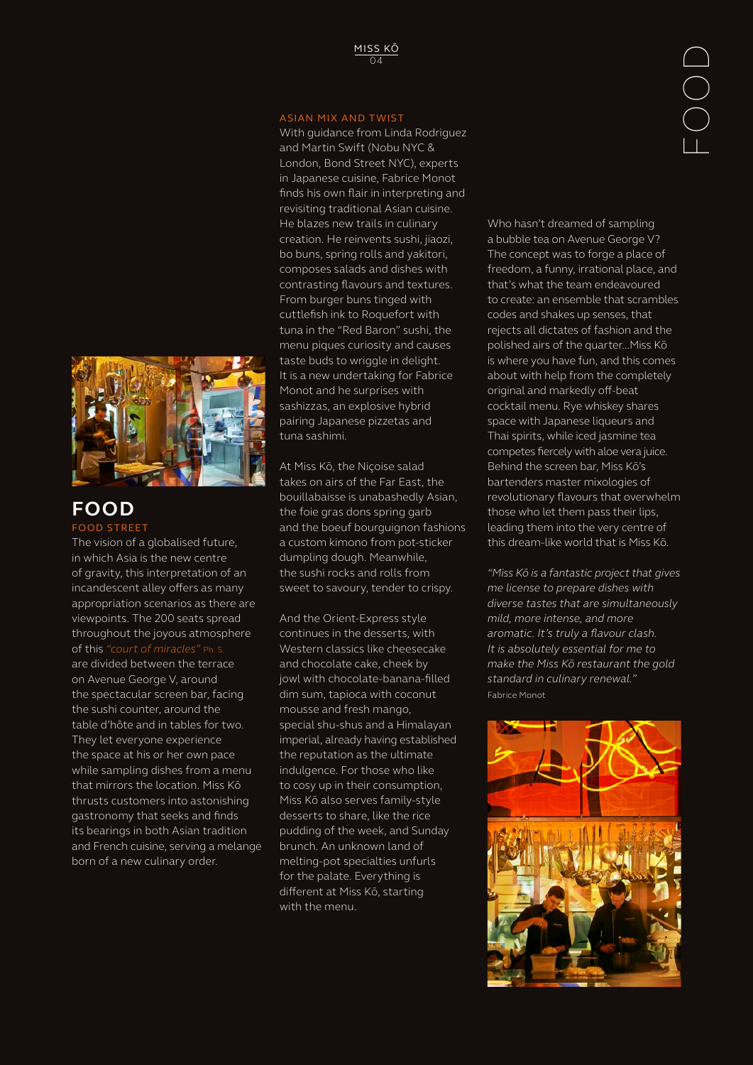## FOOD

### FOOD STREET

The vision of a globalised future, in which Asia is the new centre of gravity, this interpretation of an incandescent alley offers as many appropriation scenarios as there are viewpoints. The 200 seats spread throughout the joyous atmosphere of this *"court of miracles"* Ph. S. are divided between the terrace on Avenue George V, around the spectacular screen bar, facing the sushi counter, around the table d'hôte and in tables for two. They let everyone experience the space at his or her own pace while sampling dishes from a menu that mirrors the location. Miss Kō thrusts customers into astonishing gastronomy that seeks and finds its bearings in both Asian tradition and French cuisine, serving a melange born of a new culinary order.

### ASIAN MIX AND TWIST

With guidance from Linda Rodriguez and Martin Swift (Nobu NYC & London, Bond Street NYC), experts in Japanese cuisine, Fabrice Monot finds his own flair in interpreting and revisiting traditional Asian cuisine. He blazes new trails in culinary creation. He reinvents sushi, jiaozi, bo buns, spring rolls and yakitori, composes salads and dishes with contrasting flavours and textures. From burger buns tinged with cuttlefish ink to Roquefort with tuna in the "Red Baron" sushi, the menu piques curiosity and causes taste buds to wriggle in delight. It is a new undertaking for Fabrice Monot and he surprises with sashizzas, an explosive hybrid pairing Japanese pizzetas and tuna sashimi.

At Miss Kō, the Niçoise salad takes on airs of the Far East, the bouillabaisse is unabashedly Asian, the foie gras dons spring garb and the boeuf bourguignon fashions a custom kimono from pot-sticker dumpling dough. Meanwhile, the sushi rocks and rolls from sweet to savoury, tender to crispy.

And the Orient-Express style continues in the desserts, with Western classics like cheesecake and chocolate cake, cheek by jowl with chocolate-banana-filled dim sum, tapioca with coconut mousse and fresh mango, special shu-shus and a Himalayan imperial, already having established the reputation as the ultimate indulgence. For those who like to cosy up in their consumption, Miss Kō also serves family-style desserts to share, like the rice pudding of the week, and Sunday brunch. An unknown land of melting-pot specialties unfurls for the palate. Everything is different at Miss Kō, starting with the menu.

Who hasn't dreamed of sampling a bubble tea on Avenue George V? The concept was to forge a place of freedom, a funny, irrational place, and that's what the team endeavoured to create: an ensemble that scrambles codes and shakes up senses, that rejects all dictates of fashion and the polished airs of the quarter...Miss Kō is where you have fun, and this comes about with help from the completely original and markedly off-beat cocktail menu. Rye whiskey shares space with Japanese liqueurs and Thai spirits, while iced jasmine tea competes fiercely with aloe vera juice. Behind the screen bar, Miss Kō's bartenders master mixologies of revolutionary flavours that overwhelm those who let them pass their lips, leading them into the very centre of this dream-like world that is Miss Kō.

*"Miss Kō is a fantastic project that gives me license to prepare dishes with diverse tastes that are simultaneously mild, more intense, and more aromatic. It's truly a flavour clash. It is absolutely essential for me to make the Miss Kō restaurant the gold standard in culinary renewal."*
Fabrice Monot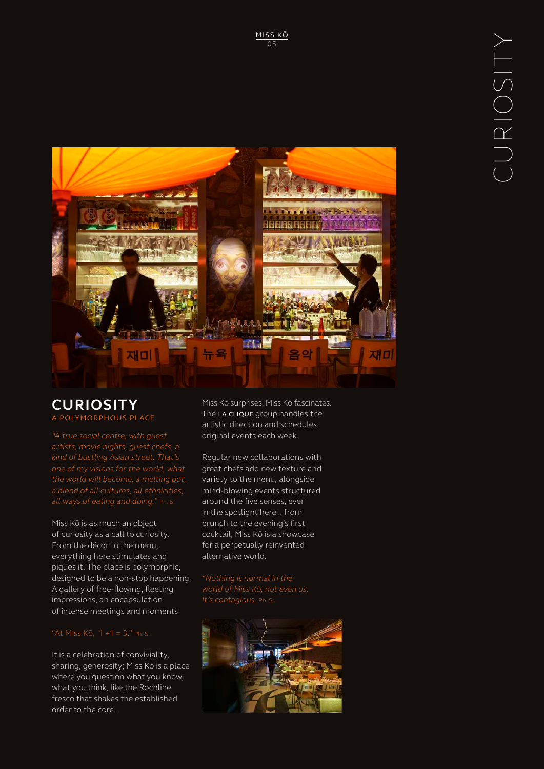# CURIOSITY

## A POLYMORPHOUS PLACE

*"A true social centre, with guest artists, movie nights, guest chefs, a kind of bustling Asian street. That's one of my visions for the world, what the world will become, a melting pot, a blend of all cultures, all ethnicities, all ways of eating and doing."* Ph. S.

Miss Kō is as much an object of curiosity as a call to curiosity. From the décor to the menu, everything here stimulates and piques it. The place is polymorphic, designed to be a non-stop happening. A gallery of free-flowing, fleeting impressions, an encapsulation of intense meetings and moments.

"At Miss Kō, 1 +1 = 3." Ph. S.

It is a celebration of conviviality, sharing, generosity; Miss Kō is a place where you question what you know, what you think, like the Rochline fresco that shakes the established order to the core.

Miss Kō surprises, Miss Kō fascinates. The **LA CLIQUE** group handles the artistic direction and schedules original events each week.

Regular new collaborations with great chefs add new texture and variety to the menu, alongside mind-blowing events structured around the five senses, ever in the spotlight here... from brunch to the evening's first cocktail, Miss Kō is a showcase for a perpetually reinvented alternative world.

*"Nothing is normal in the world of Miss Kō, not even us. It's contagious.* Ph. S.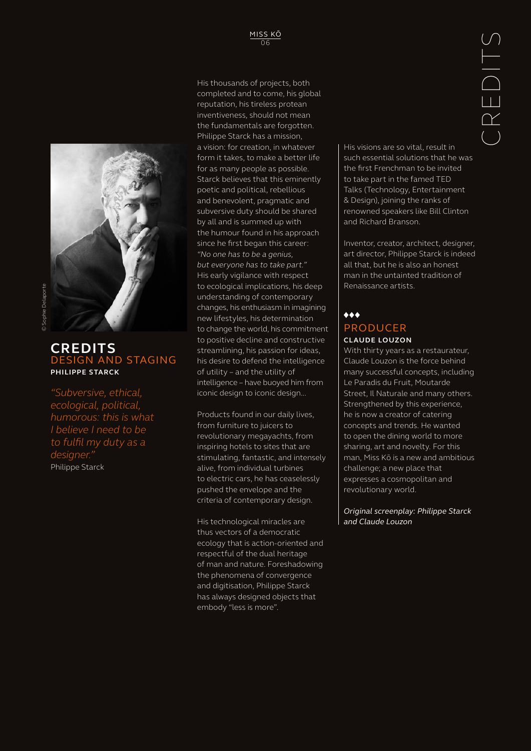# CREDITS

## CREDITS

### DESIGN AND STAGING

**PHILIPPE STARCK**

*"Subversive, ethical, ecological, political, humorous: this is what I believe I need to be to fulfil my duty as a designer."*
Philippe Starck

© Sophie Delaporte

His thousands of projects, both completed and to come, his global reputation, his tireless protean inventiveness, should not mean the fundamentals are forgotten. Philippe Starck has a mission, a vision: for creation, in whatever form it takes, to make a better life for as many people as possible. Starck believes that this eminently poetic and political, rebellious and benevolent, pragmatic and subversive duty should be shared by all and is summed up with the humour found in his approach since he first began this career: *"No one has to be a genius, but everyone has to take part."* His early vigilance with respect to ecological implications, his deep understanding of contemporary changes, his enthusiasm in imagining new lifestyles, his determination to change the world, his commitment to positive decline and constructive streamlining, his passion for ideas, his desire to defend the intelligence of utility – and the utility of intelligence – have buoyed him from iconic design to iconic design...

Products found in our daily lives, from furniture to juicers to revolutionary megayachts, from inspiring hotels to sites that are stimulating, fantastic, and intensely alive, from individual turbines to electric cars, he has ceaselessly pushed the envelope and the criteria of contemporary design.

His technological miracles are thus vectors of a democratic ecology that is action-oriented and respectful of the dual heritage of man and nature. Foreshadowing the phenomena of convergence and digitisation, Philippe Starck has always designed objects that embody "less is more".

His visions are so vital, result in such essential solutions that he was the first Frenchman to be invited to take part in the famed TED Talks (Technology, Entertainment & Design), joining the ranks of renowned speakers like Bill Clinton and Richard Branson.

Inventor, creator, architect, designer, art director, Philippe Starck is indeed all that, but he is also an honest man in the untainted tradition of Renaissance artists.

◆◆◆

### PRODUCER

**CLAUDE LOUZON**

With thirty years as a restaurateur, Claude Louzon is the force behind many successful concepts, including Le Paradis du Fruit, Moutarde Street, Il Naturale and many others. Strengthened by this experience, he is now a creator of catering concepts and trends. He wanted to open the dining world to more sharing, art and novelty. For this man, Miss Kō is a new and ambitious challenge; a new place that expresses a cosmopolitan and revolutionary world.

*Original screenplay: Philippe Starck and Claude Louzon*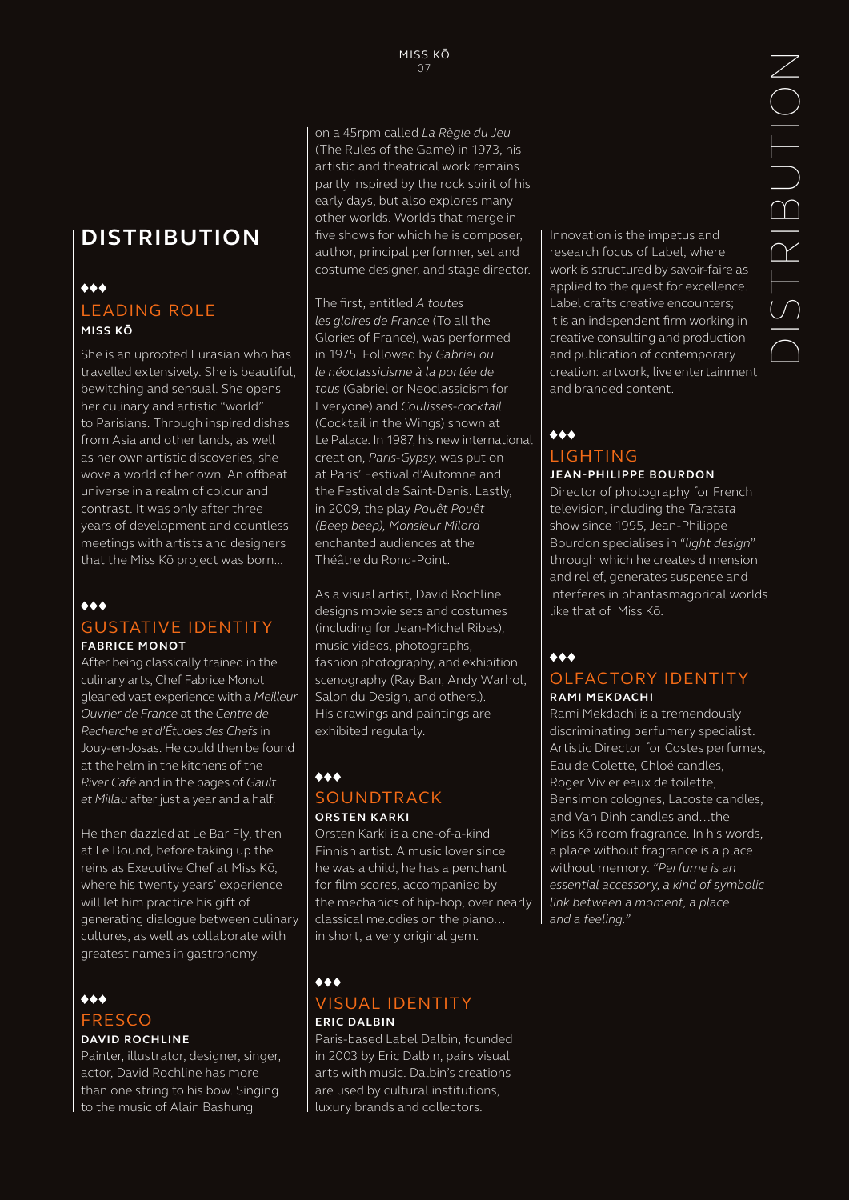# DISTRIBUTION

◆◆◆

## LEADING ROLE

**MISS KŌ**

She is an uprooted Eurasian who has travelled extensively. She is beautiful, bewitching and sensual. She opens her culinary and artistic "world" to Parisians. Through inspired dishes from Asia and other lands, as well as her own artistic discoveries, she wove a world of her own. An offbeat universe in a realm of colour and contrast. It was only after three years of development and countless meetings with artists and designers that the Miss Kō project was born…

◆◆◆

## GUSTATIVE IDENTITY

**FABRICE MONOT**

After being classically trained in the culinary arts, Chef Fabrice Monot gleaned vast experience with a *Meilleur Ouvrier de France* at the *Centre de Recherche et d'Études des Chefs* in Jouy-en-Josas. He could then be found at the helm in the kitchens of the *River Café* and in the pages of *Gault et Millau* after just a year and a half.

He then dazzled at Le Bar Fly, then at Le Bound, before taking up the reins as Executive Chef at Miss Kō, where his twenty years' experience will let him practice his gift of generating dialogue between culinary cultures, as well as collaborate with greatest names in gastronomy.

◆◆◆

## FRESCO

**DAVID ROCHLINE**

Painter, illustrator, designer, singer, actor, David Rochline has more than one string to his bow. Singing to the music of Alain Bashung on a 45rpm called *La Règle du Jeu* (The Rules of the Game) in 1973, his artistic and theatrical work remains partly inspired by the rock spirit of his early days, but also explores many other worlds. Worlds that merge in five shows for which he is composer, author, principal performer, set and costume designer, and stage director.

The first, entitled *A toutes les gloires de France* (To all the Glories of France), was performed in 1975. Followed by *Gabriel ou le néoclassicisme à la portée de tous* (Gabriel or Neoclassicism for Everyone) and *Coulisses-cocktail* (Cocktail in the Wings) shown at Le Palace. In 1987, his new international creation, *Paris-Gypsy*, was put on at Paris' Festival d'Automne and the Festival de Saint-Denis. Lastly, in 2009, the play *Pouêt Pouêt (Beep beep), Monsieur Milord* enchanted audiences at the Théâtre du Rond-Point.

As a visual artist, David Rochline designs movie sets and costumes (including for Jean-Michel Ribes), music videos, photographs, fashion photography, and exhibition scenography (Ray Ban, Andy Warhol, Salon du Design, and others.). His drawings and paintings are exhibited regularly.

◆◆◆

## SOUNDTRACK

**ORSTEN KARKI**

Orsten Karki is a one-of-a-kind Finnish artist. A music lover since he was a child, he has a penchant for film scores, accompanied by the mechanics of hip-hop, over nearly classical melodies on the piano… in short, a very original gem.

◆◆◆

## VISUAL IDENTITY

**ERIC DALBIN**

Paris-based Label Dalbin, founded in 2003 by Eric Dalbin, pairs visual arts with music. Dalbin's creations are used by cultural institutions, luxury brands and collectors.

Innovation is the impetus and research focus of Label, where work is structured by savoir-faire as applied to the quest for excellence. Label crafts creative encounters; it is an independent firm working in creative consulting and production and publication of contemporary creation: artwork, live entertainment and branded content.

◆◆◆

## LIGHTING

**JEAN-PHILIPPE BOURDON**

Director of photography for French television, including the *Taratata* show since 1995, Jean-Philippe Bourdon specialises in "*light design*" through which he creates dimension and relief, generates suspense and interferes in phantasmagorical worlds like that of Miss Kō.

◆◆◆

## OLFACTORY IDENTITY

**RAMI MEKDACHI**

Rami Mekdachi is a tremendously discriminating perfumery specialist. Artistic Director for Costes perfumes, Eau de Colette, Chloé candles, Roger Vivier eaux de toilette, Bensimon colognes, Lacoste candles, and Van Dinh candles and…the Miss Kō room fragrance. In his words, a place without fragrance is a place without memory. *"Perfume is an essential accessory, a kind of symbolic link between a moment, a place and a feeling."*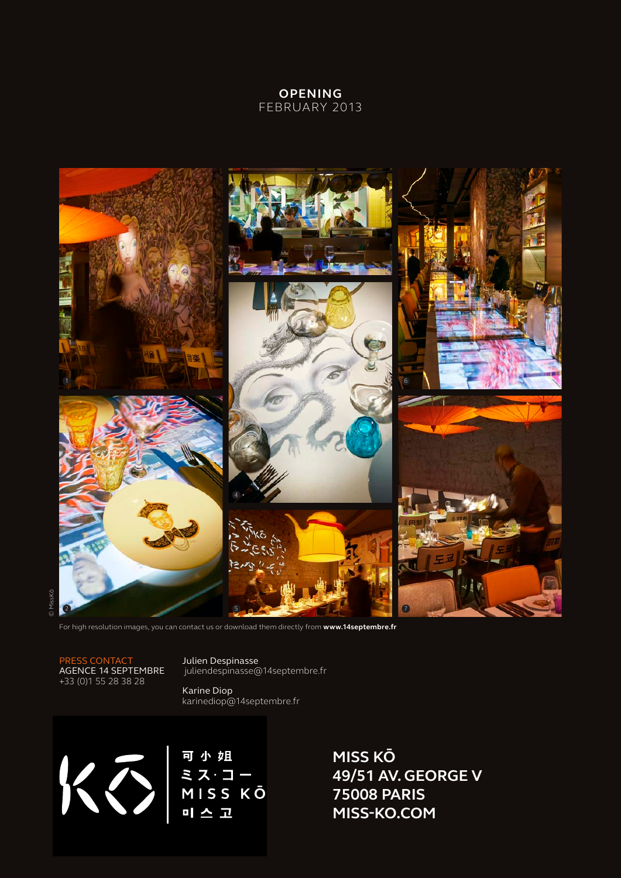**OPENING**
FEBRUARY 2013

For high resolution images, you can contact us or download them directly from **www.14septembre.fr**

PRESS CONTACT
AGENCE 14 SEPTEMBRE
+33 (0)1 55 28 38 28

Julien Despinasse
juliendespinasse@14septembre.fr

Karine Diop
karinediop@14septembre.fr

可小姐
ミス·コー
MISS KŌ
미스고

**MISS KŌ**
**49/51 AV. GEORGE V**
**75008 PARIS**
**MISS-KO.COM**